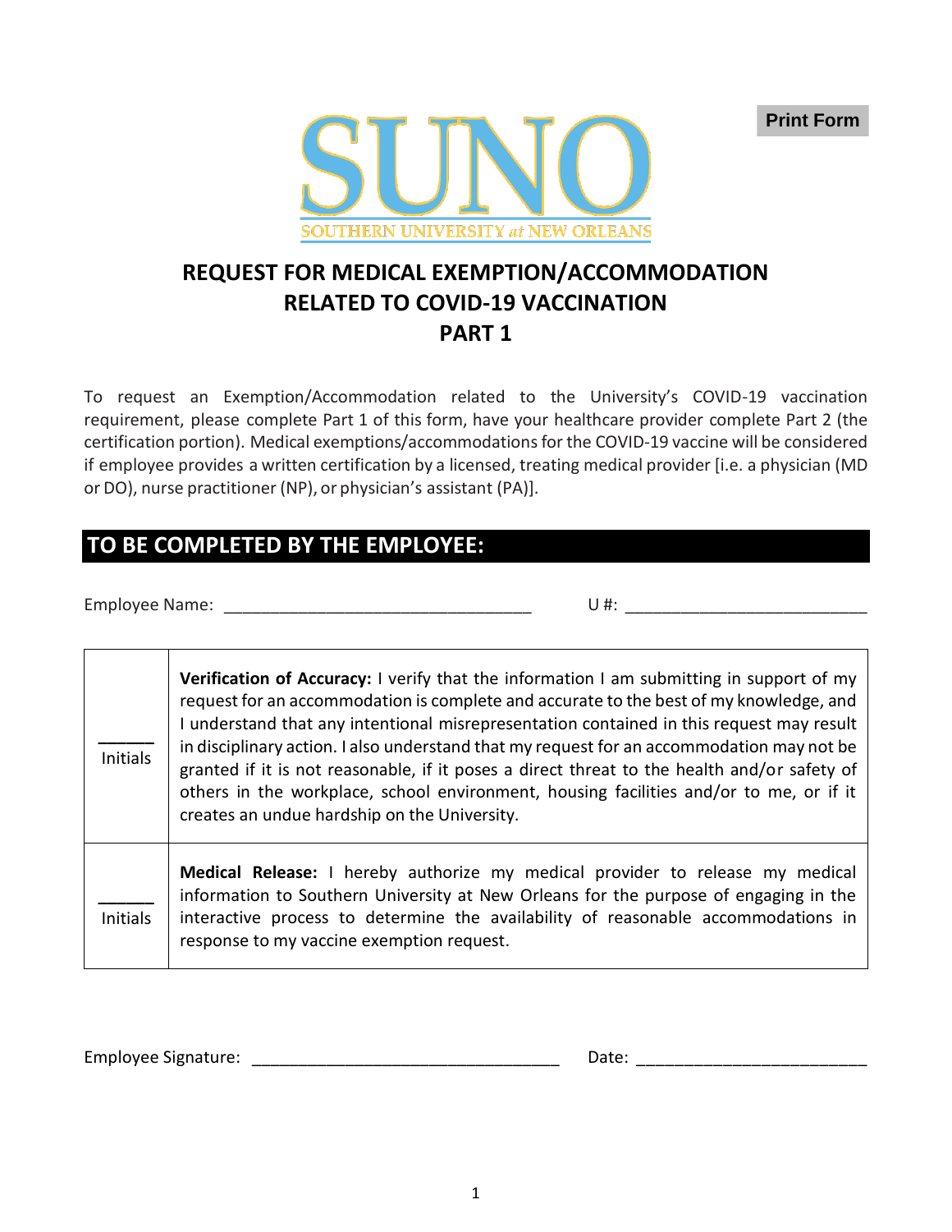Print Form

SUNO

SOUTHERN UNIVERSITY at NEW ORLEANS

# REQUEST FOR MEDICAL EXEMPTION/ACCOMMODATION RELATED TO COVID-19 VACCINATION PART 1

To request an Exemption/Accommodation related to the University's COVID-19 vaccination requirement, please complete Part 1 of this form, have your healthcare provider complete Part 2 (the certification portion). Medical exemptions/accommodations for the COVID-19 vaccine will be considered if employee provides a written certification by a licensed, treating medical provider [i.e. a physician (MD or DO), nurse practitioner (NP), or physician's assistant (PA)].

## TO BE COMPLETED BY THE EMPLOYEE:

Employee Name: ________________________________ U #: ________________________

| | |
|---|---|
| ______ Initials | **Verification of Accuracy:** I verify that the information I am submitting in support of my request for an accommodation is complete and accurate to the best of my knowledge, and I understand that any intentional misrepresentation contained in this request may result in disciplinary action. I also understand that my request for an accommodation may not be granted if it is not reasonable, if it poses a direct threat to the health and/or safety of others in the workplace, school environment, housing facilities and/or to me, or if it creates an undue hardship on the University. |
| ______ Initials | **Medical Release:** I hereby authorize my medical provider to release my medical information to Southern University at New Orleans for the purpose of engaging in the interactive process to determine the availability of reasonable accommodations in response to my vaccine exemption request. |

Employee Signature: ________________________________ Date: ________________________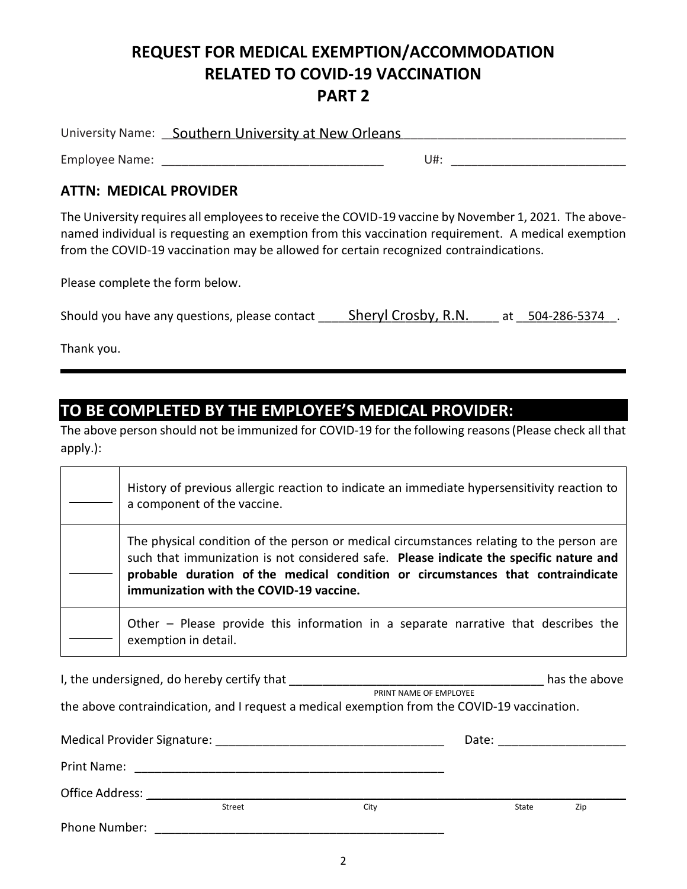# REQUEST FOR MEDICAL EXEMPTION/ACCOMMODATION RELATED TO COVID-19 VACCINATION PART 2

University Name: Southern University at New Orleans

Employee Name: ________________________________ U#: _________________________

## ATTN: MEDICAL PROVIDER

The University requires all employees to receive the COVID-19 vaccine by November 1, 2021. The above-named individual is requesting an exemption from this vaccination requirement. A medical exemption from the COVID-19 vaccination may be allowed for certain recognized contraindications.

Please complete the form below.

Should you have any questions, please contact Sheryl Crosby, R.N. at 504-286-5374.

Thank you.

---

## TO BE COMPLETED BY THE EMPLOYEE'S MEDICAL PROVIDER:

The above person should not be immunized for COVID-19 for the following reasons (Please check all that apply.):

| | |
|---|---|
| ______ | History of previous allergic reaction to indicate an immediate hypersensitivity reaction to a component of the vaccine. |
| ______ | The physical condition of the person or medical circumstances relating to the person are such that immunization is not considered safe. **Please indicate the specific nature and probable duration of the medical condition or circumstances that contraindicate immunization with the COVID-19 vaccine.** |
| ______ | Other – Please provide this information in a separate narrative that describes the exemption in detail. |

I, the undersigned, do hereby certify that ____________________________________ has the above
PRINT NAME OF EMPLOYEE
the above contraindication, and I request a medical exemption from the COVID-19 vaccination.

Medical Provider Signature: ________________________________ Date: __________________

Print Name: ______________________________________________

Office Address: ______________________________________________________________
Street City State Zip

Phone Number: ___________________________________________